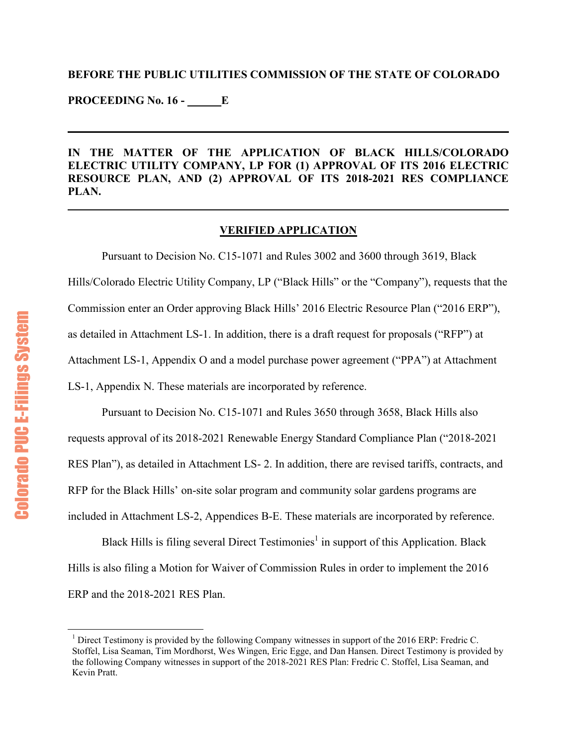**BEFORE THE PUBLIC UTILITIES COMMISSION OF THE STATE OF COLORADO**

**PROCEEDING No. 16 - ______E**

---

**IN THE MATTER OF THE APPLICATION OF BLACK HILLS/COLORADO ELECTRIC UTILITY COMPANY, LP FOR (1) APPROVAL OF ITS 2016 ELECTRIC RESOURCE PLAN, AND (2) APPROVAL OF ITS 2018-2021 RES COMPLIANCE PLAN.**

---

## VERIFIED APPLICATION

Pursuant to Decision No. C15-1071 and Rules 3002 and 3600 through 3619, Black Hills/Colorado Electric Utility Company, LP ("Black Hills" or the "Company"), requests that the Commission enter an Order approving Black Hills' 2016 Electric Resource Plan ("2016 ERP"), as detailed in Attachment LS-1. In addition, there is a draft request for proposals ("RFP") at Attachment LS-1, Appendix O and a model purchase power agreement ("PPA") at Attachment LS-1, Appendix N. These materials are incorporated by reference.

Pursuant to Decision No. C15-1071 and Rules 3650 through 3658, Black Hills also requests approval of its 2018-2021 Renewable Energy Standard Compliance Plan ("2018-2021 RES Plan"), as detailed in Attachment LS- 2. In addition, there are revised tariffs, contracts, and RFP for the Black Hills' on-site solar program and community solar gardens programs are included in Attachment LS-2, Appendices B-E. These materials are incorporated by reference.

Black Hills is filing several Direct Testimonies[1] in support of this Application. Black Hills is also filing a Motion for Waiver of Commission Rules in order to implement the 2016 ERP and the 2018-2021 RES Plan.

---

[1] Direct Testimony is provided by the following Company witnesses in support of the 2016 ERP: Fredric C. Stoffel, Lisa Seaman, Tim Mordhorst, Wes Wingen, Eric Egge, and Dan Hansen. Direct Testimony is provided by the following Company witnesses in support of the 2018-2021 RES Plan: Fredric C. Stoffel, Lisa Seaman, and Kevin Pratt.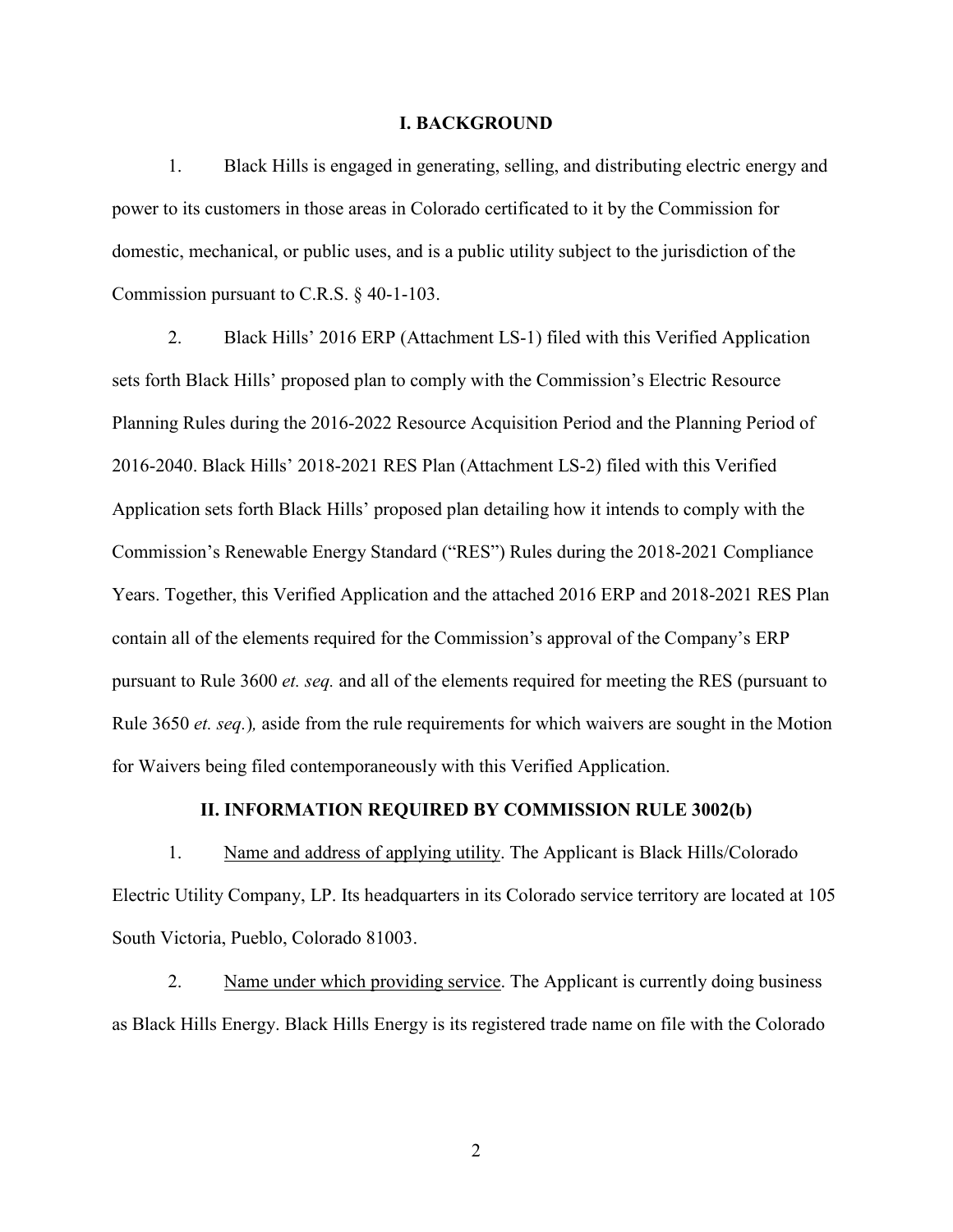## I. BACKGROUND

1. Black Hills is engaged in generating, selling, and distributing electric energy and power to its customers in those areas in Colorado certificated to it by the Commission for domestic, mechanical, or public uses, and is a public utility subject to the jurisdiction of the Commission pursuant to C.R.S. § 40-1-103.

2. Black Hills' 2016 ERP (Attachment LS-1) filed with this Verified Application sets forth Black Hills' proposed plan to comply with the Commission's Electric Resource Planning Rules during the 2016-2022 Resource Acquisition Period and the Planning Period of 2016-2040. Black Hills' 2018-2021 RES Plan (Attachment LS-2) filed with this Verified Application sets forth Black Hills' proposed plan detailing how it intends to comply with the Commission's Renewable Energy Standard ("RES") Rules during the 2018-2021 Compliance Years. Together, this Verified Application and the attached 2016 ERP and 2018-2021 RES Plan contain all of the elements required for the Commission's approval of the Company's ERP pursuant to Rule 3600 *et. seq.* and all of the elements required for meeting the RES (pursuant to Rule 3650 *et. seq.*)*,* aside from the rule requirements for which waivers are sought in the Motion for Waivers being filed contemporaneously with this Verified Application.

## II. INFORMATION REQUIRED BY COMMISSION RULE 3002(b)

1. Name and address of applying utility. The Applicant is Black Hills/Colorado Electric Utility Company, LP. Its headquarters in its Colorado service territory are located at 105 South Victoria, Pueblo, Colorado 81003.

2. Name under which providing service. The Applicant is currently doing business as Black Hills Energy. Black Hills Energy is its registered trade name on file with the Colorado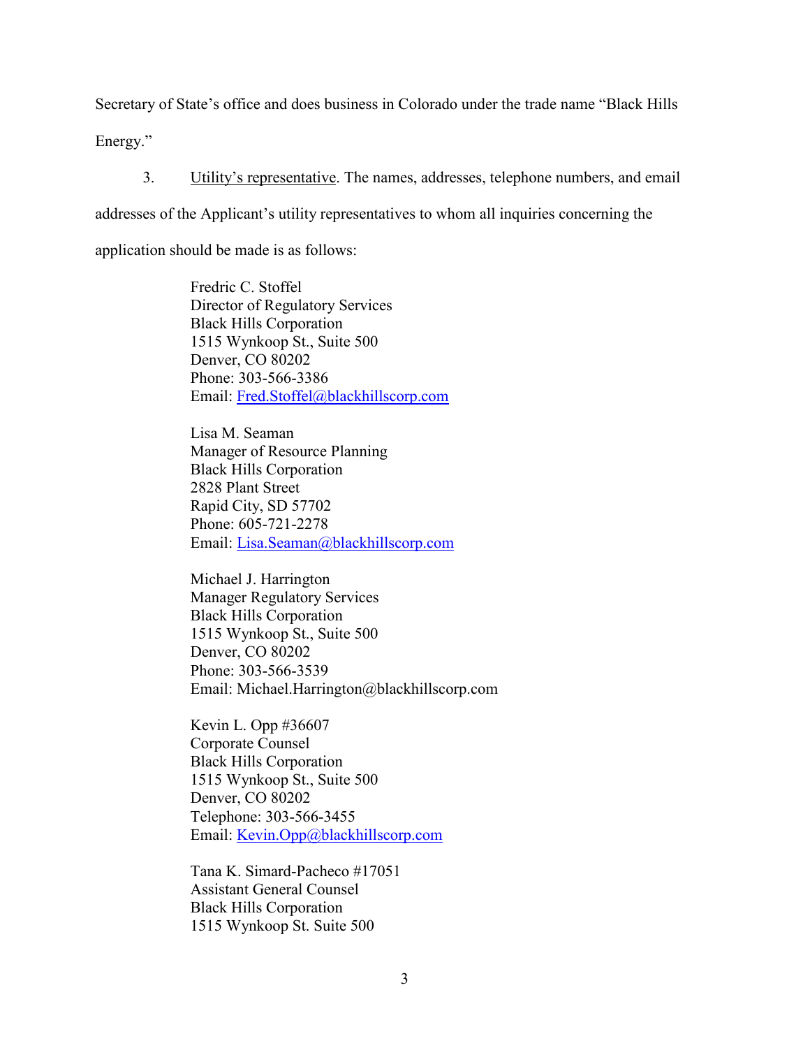Secretary of State's office and does business in Colorado under the trade name "Black Hills Energy."

3. Utility's representative. The names, addresses, telephone numbers, and email addresses of the Applicant's utility representatives to whom all inquiries concerning the application should be made is as follows:

> Fredric C. Stoffel
> Director of Regulatory Services
> Black Hills Corporation
> 1515 Wynkoop St., Suite 500
> Denver, CO 80202
> Phone: 303-566-3386
> Email: Fred.Stoffel@blackhillscorp.com

> Lisa M. Seaman
> Manager of Resource Planning
> Black Hills Corporation
> 2828 Plant Street
> Rapid City, SD 57702
> Phone: 605-721-2278
> Email: Lisa.Seaman@blackhillscorp.com

> Michael J. Harrington
> Manager Regulatory Services
> Black Hills Corporation
> 1515 Wynkoop St., Suite 500
> Denver, CO 80202
> Phone: 303-566-3539
> Email: Michael.Harrington@blackhillscorp.com

> Kevin L. Opp #36607
> Corporate Counsel
> Black Hills Corporation
> 1515 Wynkoop St., Suite 500
> Denver, CO 80202
> Telephone: 303-566-3455
> Email: Kevin.Opp@blackhillscorp.com

> Tana K. Simard-Pacheco #17051
> Assistant General Counsel
> Black Hills Corporation
> 1515 Wynkoop St. Suite 500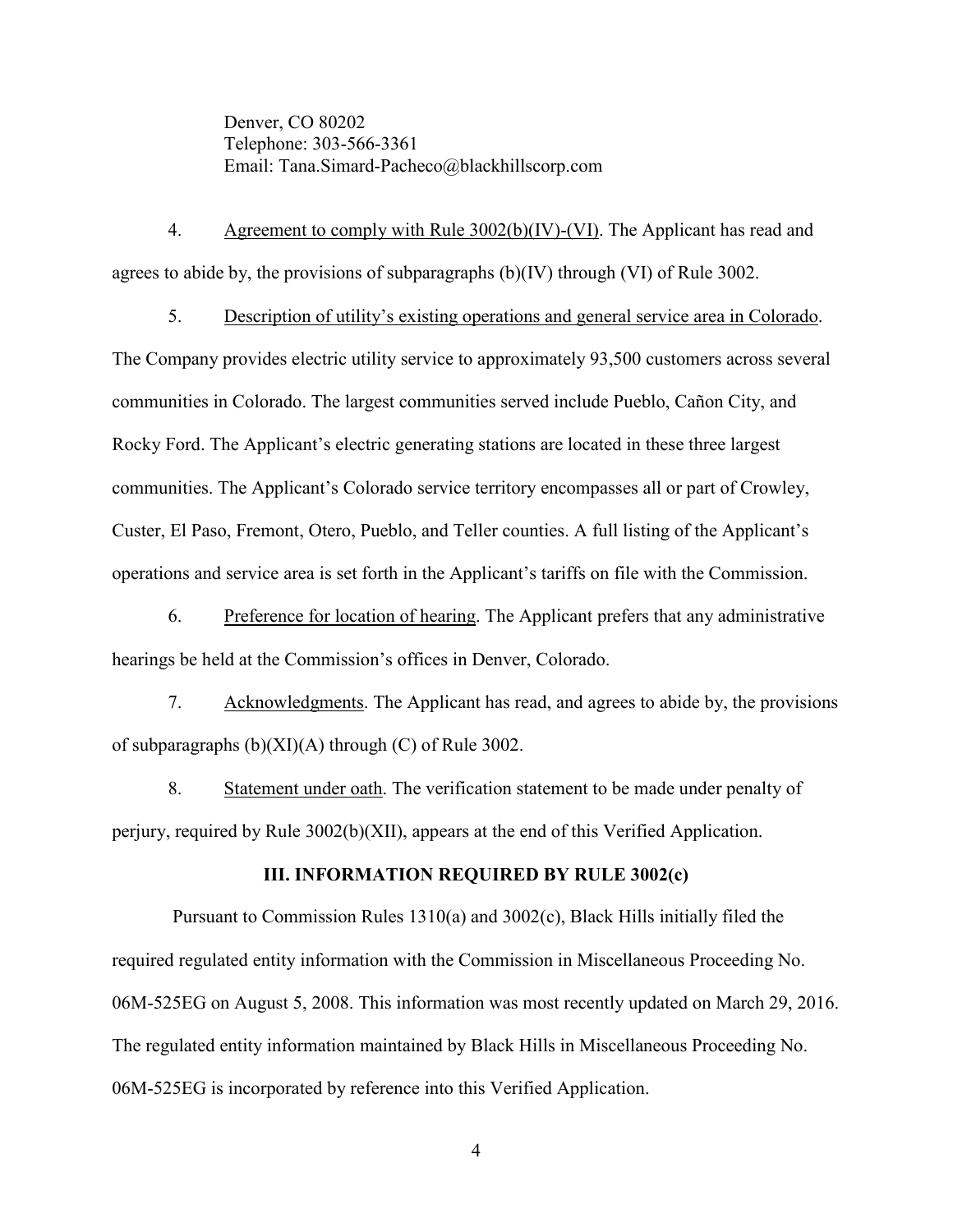Denver, CO 80202
Telephone: 303-566-3361
Email: Tana.Simard-Pacheco@blackhillscorp.com

4. Agreement to comply with Rule 3002(b)(IV)-(VI). The Applicant has read and agrees to abide by, the provisions of subparagraphs (b)(IV) through (VI) of Rule 3002.

5. Description of utility's existing operations and general service area in Colorado. The Company provides electric utility service to approximately 93,500 customers across several communities in Colorado. The largest communities served include Pueblo, Cañon City, and Rocky Ford. The Applicant's electric generating stations are located in these three largest communities. The Applicant's Colorado service territory encompasses all or part of Crowley, Custer, El Paso, Fremont, Otero, Pueblo, and Teller counties. A full listing of the Applicant's operations and service area is set forth in the Applicant's tariffs on file with the Commission.

6. Preference for location of hearing. The Applicant prefers that any administrative hearings be held at the Commission's offices in Denver, Colorado.

7. Acknowledgments. The Applicant has read, and agrees to abide by, the provisions of subparagraphs (b)(XI)(A) through (C) of Rule 3002.

8. Statement under oath. The verification statement to be made under penalty of perjury, required by Rule 3002(b)(XII), appears at the end of this Verified Application.

### III. INFORMATION REQUIRED BY RULE 3002(c)

Pursuant to Commission Rules 1310(a) and 3002(c), Black Hills initially filed the required regulated entity information with the Commission in Miscellaneous Proceeding No. 06M-525EG on August 5, 2008. This information was most recently updated on March 29, 2016. The regulated entity information maintained by Black Hills in Miscellaneous Proceeding No. 06M-525EG is incorporated by reference into this Verified Application.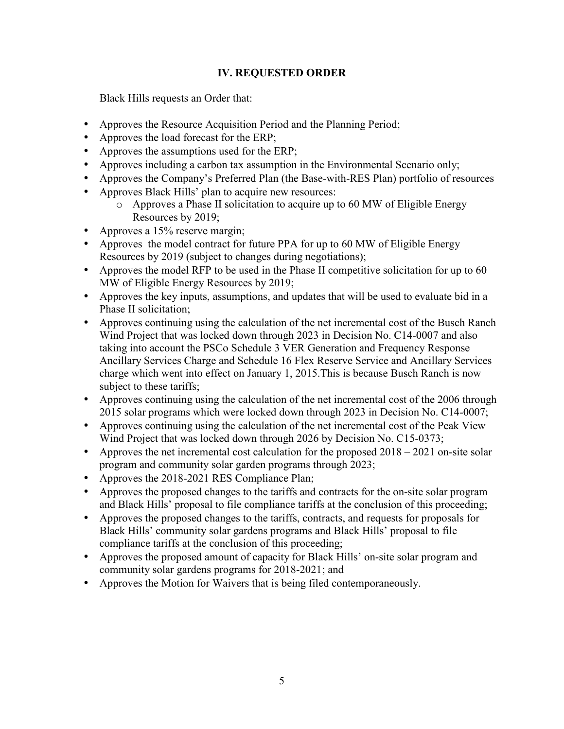## IV. REQUESTED ORDER

Black Hills requests an Order that:

- Approves the Resource Acquisition Period and the Planning Period;
- Approves the load forecast for the ERP;
- Approves the assumptions used for the ERP;
- Approves including a carbon tax assumption in the Environmental Scenario only;
- Approves the Company's Preferred Plan (the Base-with-RES Plan) portfolio of resources
- Approves Black Hills' plan to acquire new resources:
  - Approves a Phase II solicitation to acquire up to 60 MW of Eligible Energy Resources by 2019;
- Approves a 15% reserve margin;
- Approves the model contract for future PPA for up to 60 MW of Eligible Energy Resources by 2019 (subject to changes during negotiations);
- Approves the model RFP to be used in the Phase II competitive solicitation for up to 60 MW of Eligible Energy Resources by 2019;
- Approves the key inputs, assumptions, and updates that will be used to evaluate bid in a Phase II solicitation;
- Approves continuing using the calculation of the net incremental cost of the Busch Ranch Wind Project that was locked down through 2023 in Decision No. C14-0007 and also taking into account the PSCo Schedule 3 VER Generation and Frequency Response Ancillary Services Charge and Schedule 16 Flex Reserve Service and Ancillary Services charge which went into effect on January 1, 2015.This is because Busch Ranch is now subject to these tariffs;
- Approves continuing using the calculation of the net incremental cost of the 2006 through 2015 solar programs which were locked down through 2023 in Decision No. C14-0007;
- Approves continuing using the calculation of the net incremental cost of the Peak View Wind Project that was locked down through 2026 by Decision No. C15-0373;
- Approves the net incremental cost calculation for the proposed 2018 – 2021 on-site solar program and community solar garden programs through 2023;
- Approves the 2018-2021 RES Compliance Plan;
- Approves the proposed changes to the tariffs and contracts for the on-site solar program and Black Hills' proposal to file compliance tariffs at the conclusion of this proceeding;
- Approves the proposed changes to the tariffs, contracts, and requests for proposals for Black Hills' community solar gardens programs and Black Hills' proposal to file compliance tariffs at the conclusion of this proceeding;
- Approves the proposed amount of capacity for Black Hills' on-site solar program and community solar gardens programs for 2018-2021; and
- Approves the Motion for Waivers that is being filed contemporaneously.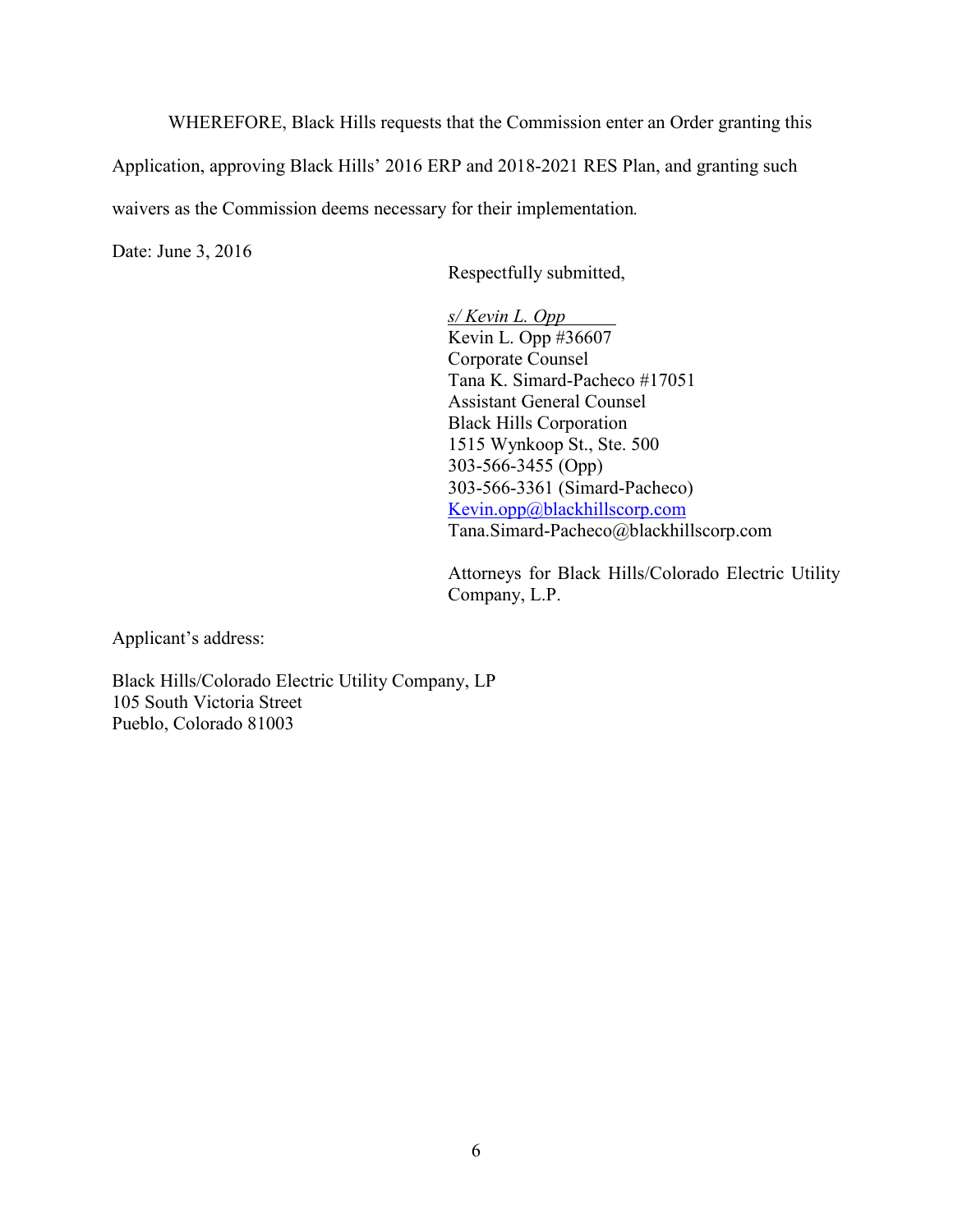WHEREFORE, Black Hills requests that the Commission enter an Order granting this Application, approving Black Hills' 2016 ERP and 2018-2021 RES Plan, and granting such waivers as the Commission deems necessary for their implementation.

Date: June 3, 2016

Respectfully submitted,

*s/ Kevin L. Opp*
Kevin L. Opp #36607
Corporate Counsel
Tana K. Simard-Pacheco #17051
Assistant General Counsel
Black Hills Corporation
1515 Wynkoop St., Ste. 500
303-566-3455 (Opp)
303-566-3361 (Simard-Pacheco)
Kevin.opp@blackhillscorp.com
Tana.Simard-Pacheco@blackhillscorp.com

Attorneys for Black Hills/Colorado Electric Utility Company, L.P.

Applicant's address:

Black Hills/Colorado Electric Utility Company, LP
105 South Victoria Street
Pueblo, Colorado 81003